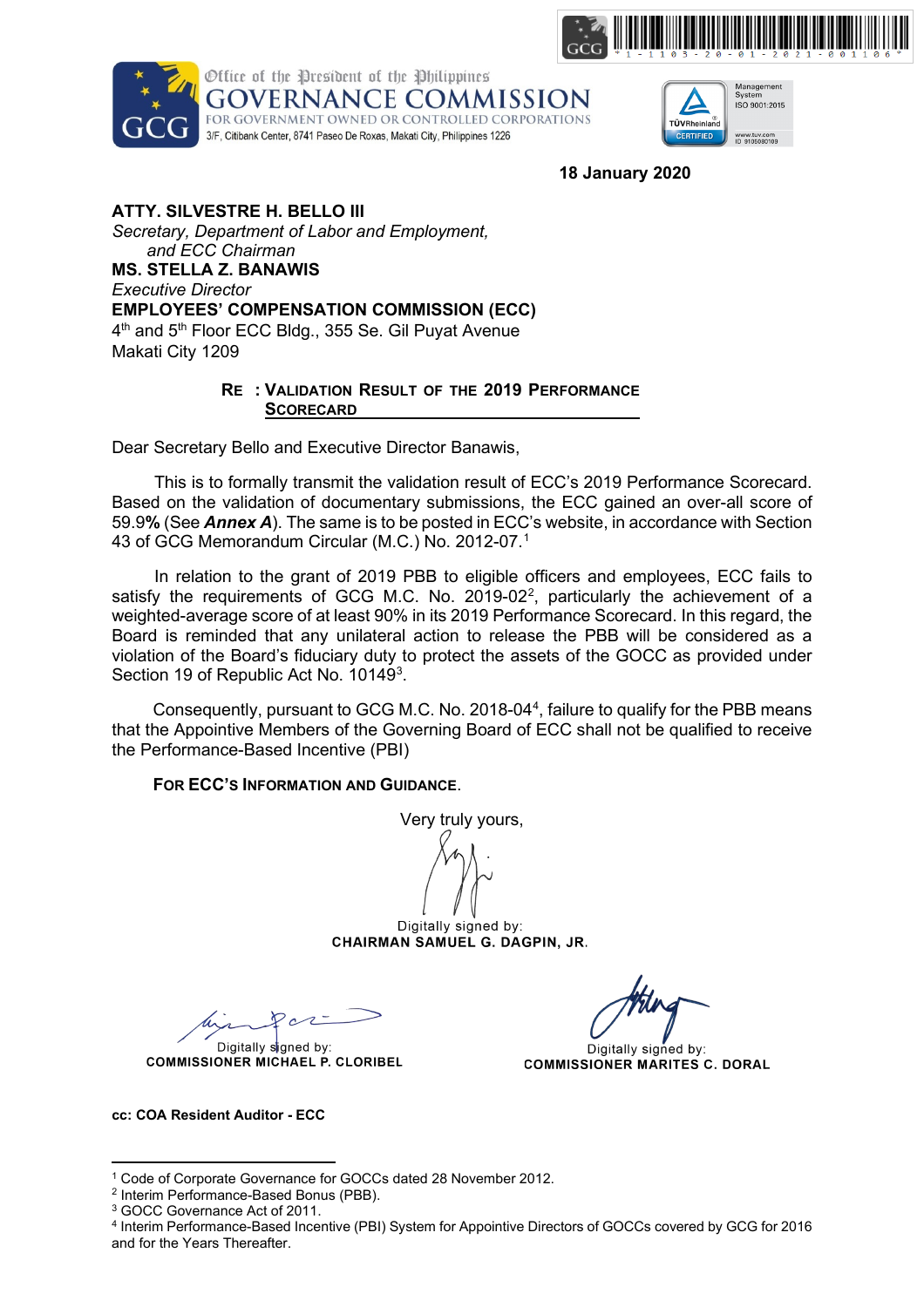Office of the President of the Philippines
**GOVERNANCE COMMISSION**
FOR GOVERNMENT OWNED OR CONTROLLED CORPORATIONS
3/F, Citibank Center, 8741 Paseo De Roxas, Makati City, Philippines 1226

**18 January 2020**

**ATTY. SILVESTRE H. BELLO III**
*Secretary, Department of Labor and Employment,*
*and ECC Chairman*
**MS. STELLA Z. BANAWIS**
*Executive Director*
**EMPLOYEES' COMPENSATION COMMISSION (ECC)**
4th and 5th Floor ECC Bldg., 355 Se. Gil Puyat Avenue
Makati City 1209

**RE : VALIDATION RESULT OF THE 2019 PERFORMANCE SCORECARD**

Dear Secretary Bello and Executive Director Banawis,

This is to formally transmit the validation result of ECC's 2019 Performance Scorecard. Based on the validation of documentary submissions, the ECC gained an over-all score of 59.9**%** (See ***Annex A***). The same is to be posted in ECC's website, in accordance with Section 43 of GCG Memorandum Circular (M.C.) No. 2012-07.[1]

In relation to the grant of 2019 PBB to eligible officers and employees, ECC fails to satisfy the requirements of GCG M.C. No. 2019-02[2], particularly the achievement of a weighted-average score of at least 90% in its 2019 Performance Scorecard. In this regard, the Board is reminded that any unilateral action to release the PBB will be considered as a violation of the Board's fiduciary duty to protect the assets of the GOCC as provided under Section 19 of Republic Act No. 10149[3].

Consequently, pursuant to GCG M.C. No. 2018-04[4], failure to qualify for the PBB means that the Appointive Members of the Governing Board of ECC shall not be qualified to receive the Performance-Based Incentive (PBI)

**FOR ECC'S INFORMATION AND GUIDANCE**.

Very truly yours,

Digitally signed by:
**CHAIRMAN SAMUEL G. DAGPIN, JR.**

Digitally signed by:
**COMMISSIONER MICHAEL P. CLORIBEL**

Digitally signed by:
**COMMISSIONER MARITES C. DORAL**

**cc: COA Resident Auditor - ECC**

---

[1] Code of Corporate Governance for GOCCs dated 28 November 2012.
[2] Interim Performance-Based Bonus (PBB).
[3] GOCC Governance Act of 2011.
[4] Interim Performance-Based Incentive (PBI) System for Appointive Directors of GOCCs covered by GCG for 2016 and for the Years Thereafter.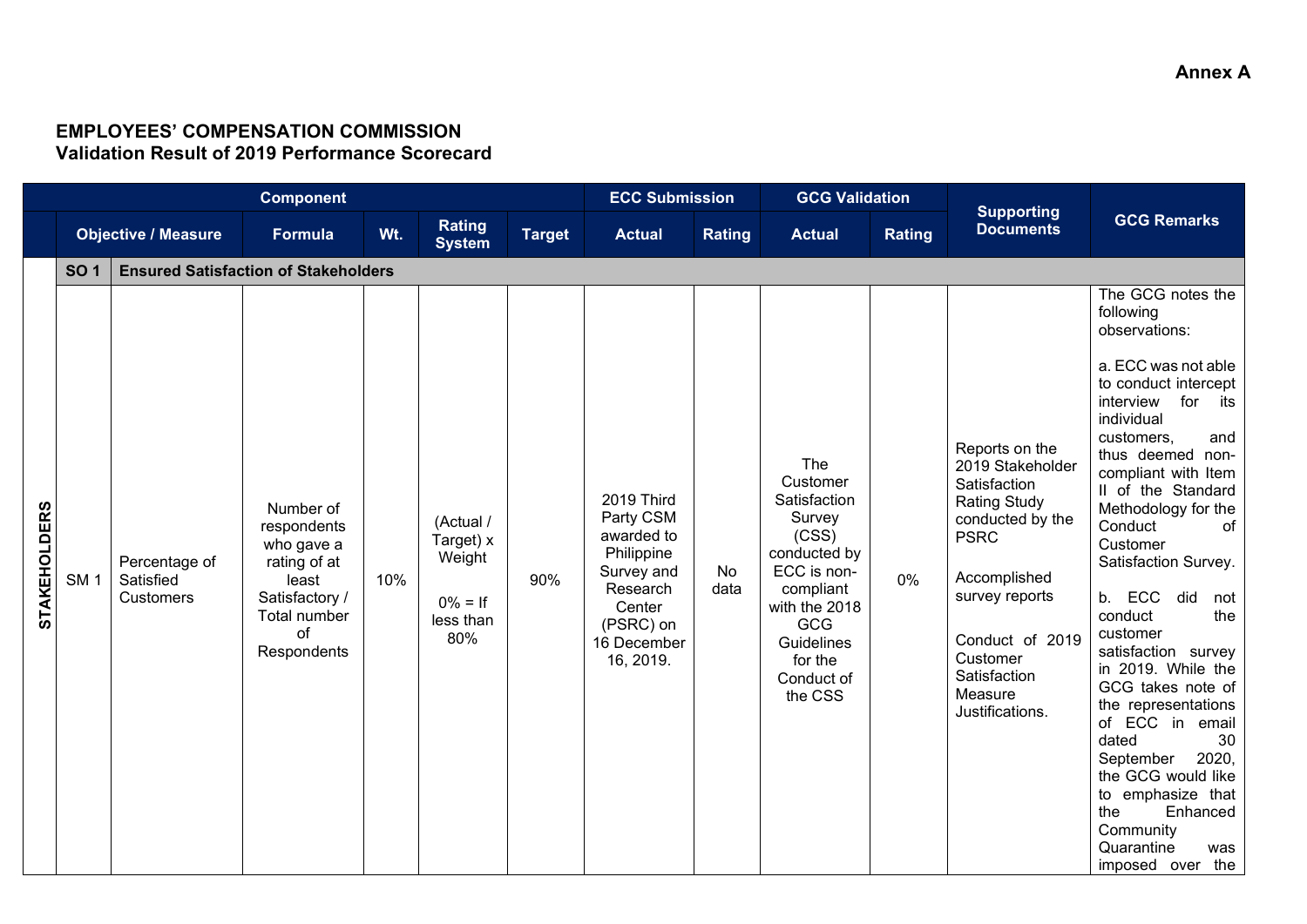**Annex A**

**EMPLOYEES' COMPENSATION COMMISSION**
**Validation Result of 2019 Performance Scorecard**

| | Component | | | | | | ECC Submission | | GCG Validation | | Supporting Documents | GCG Remarks |
|---|---|---|---|---|---|---|---|---|---|---|---|---|
| | Objective / Measure | | Formula | Wt. | Rating System | Target | Actual | Rating | Actual | Rating | | |
| **STAKEHOLDERS** | **SO 1** | **Ensured Satisfaction of Stakeholders** | | | | | | | | | | |
| | SM 1 | Percentage of Satisfied Customers | Number of respondents who gave a rating of at least Satisfactory / Total number of Respondents | 10% | (Actual / Target) x Weight<br><br>0% = If less than 80% | 90% | 2019 Third Party CSM awarded to Philippine Survey and Research Center (PSRC) on 16 December 16, 2019. | No data | The Customer Satisfaction Survey (CSS) conducted by ECC is non-compliant with the 2018 GCG Guidelines for the Conduct of the CSS | 0% | Reports on the 2019 Stakeholder Satisfaction Rating Study conducted by the PSRC<br><br>Accomplished survey reports<br><br>Conduct of 2019 Customer Satisfaction Measure Justifications. | The GCG notes the following observations:<br><br>a. ECC was not able to conduct intercept interview for its individual customers, and thus deemed non-compliant with Item II of the Standard Methodology for the Conduct of Customer Satisfaction Survey.<br><br>b. ECC did not conduct the customer satisfaction survey in 2019. While the GCG takes note of the representations of ECC in email dated 30 September 2020, the GCG would like to emphasize that the Enhanced Community Quarantine was imposed over the |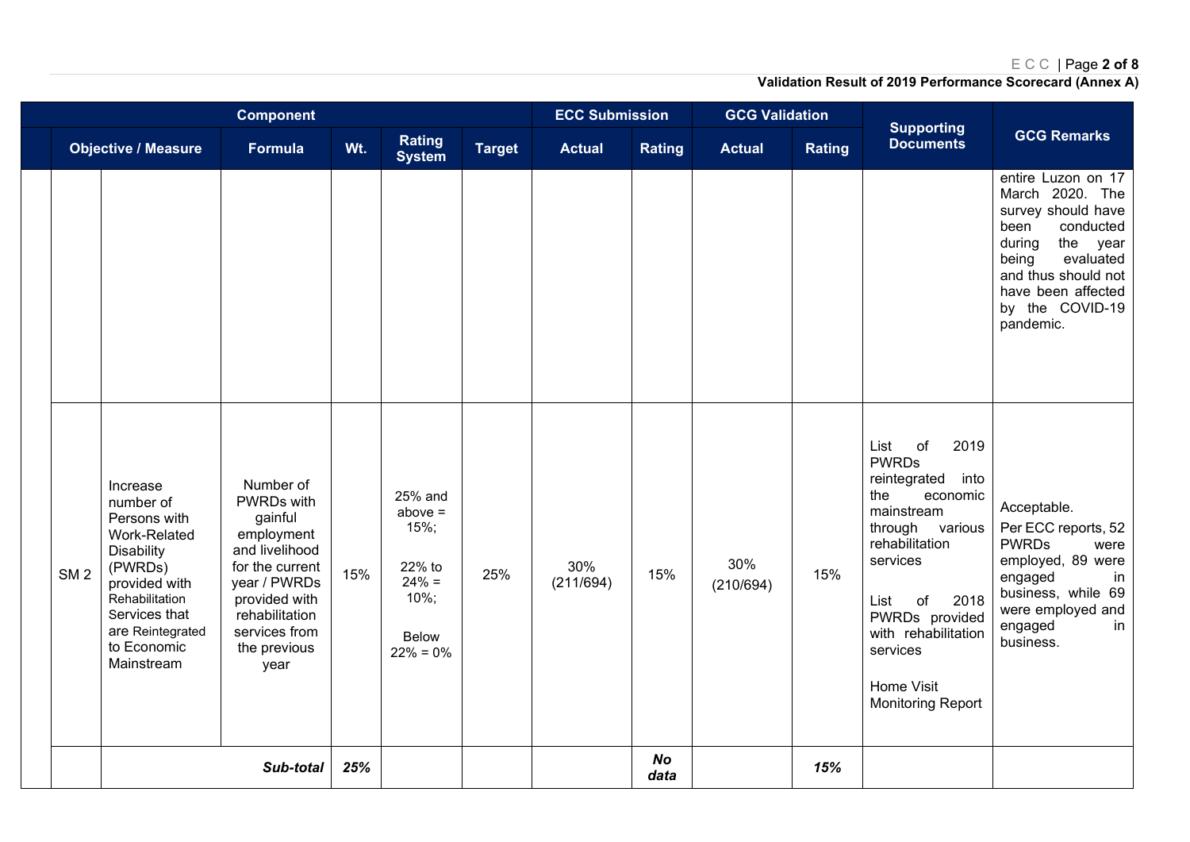**Validation Result of 2019 Performance Scorecard (Annex A)**

| Component | | | | | | ECC Submission | | GCG Validation | | Supporting Documents | GCG Remarks |
|---|---|---|---|---|---|---|---|---|---|---|---|
| | Objective / Measure | Formula | Wt. | Rating System | Target | Actual | Rating | Actual | Rating | | |
| | | | | | | | | | | | entire Luzon on 17 March 2020. The survey should have been conducted during the year being evaluated and thus should not have been affected by the COVID-19 pandemic. |
| SM 2 | Increase number of Persons with Work-Related Disability (PWRDs) provided with Rehabilitation Services that are Reintegrated to Economic Mainstream | Number of PWRDs with gainful employment and livelihood for the current year / PWRDs provided with rehabilitation services from the previous year | 15% | 25% and above = 15%; 22% to 24% = 10%; Below 22% = 0% | 25% | 30% (211/694) | 15% | 30% (210/694) | 15% | List of 2019 PWRDs reintegrated into the economic mainstream through various rehabilitation services<br><br>List of 2018 PWRDs provided with rehabilitation services<br><br>Home Visit Monitoring Report | Acceptable.<br>Per ECC reports, 52 PWRDs were employed, 89 were engaged in business, while 69 were employed and engaged in business. |
| | ***Sub-total*** | | ***25%*** | | | | ***No data*** | | ***15%*** | | |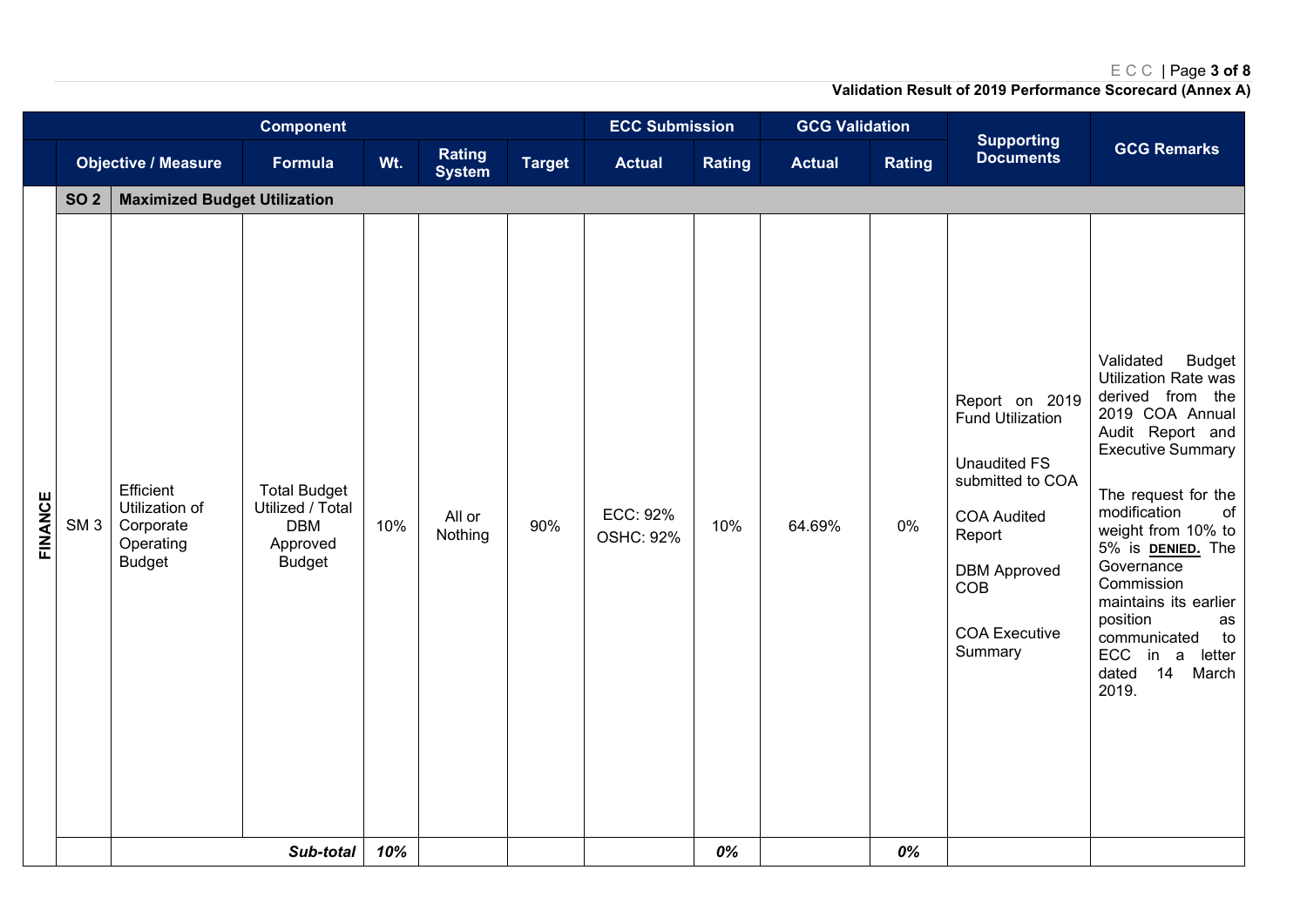**Validation Result of 2019 Performance Scorecard (Annex A)**

| | Component | | | | | | ECC Submission | | GCG Validation | | Supporting Documents | GCG Remarks |
|---|---|---|---|---|---|---|---|---|---|---|---|---|
| | Objective / Measure | | Formula | Wt. | Rating System | Target | Actual | Rating | Actual | Rating | | |
| | **SO 2** | **Maximized Budget Utilization** | | | | | | | | | | |
| **FINANCE** | SM 3 | Efficient Utilization of Corporate Operating Budget | Total Budget Utilized / Total DBM Approved Budget | 10% | All or Nothing | 90% | ECC: 92% OSHC: 92% | 10% | 64.69% | 0% | Report on 2019 Fund Utilization<br><br>Unaudited FS submitted to COA<br><br>COA Audited Report<br><br>DBM Approved COB<br><br>COA Executive Summary | Validated Budget Utilization Rate was derived from the 2019 COA Annual Audit Report and Executive Summary<br><br>The request for the modification of weight from 10% to 5% is **DENIED.** The Governance Commission maintains its earlier position as communicated to ECC in a letter dated 14 March 2019. |
| | | | ***Sub-total*** | ***10%*** | | | | ***0%*** | | ***0%*** | | |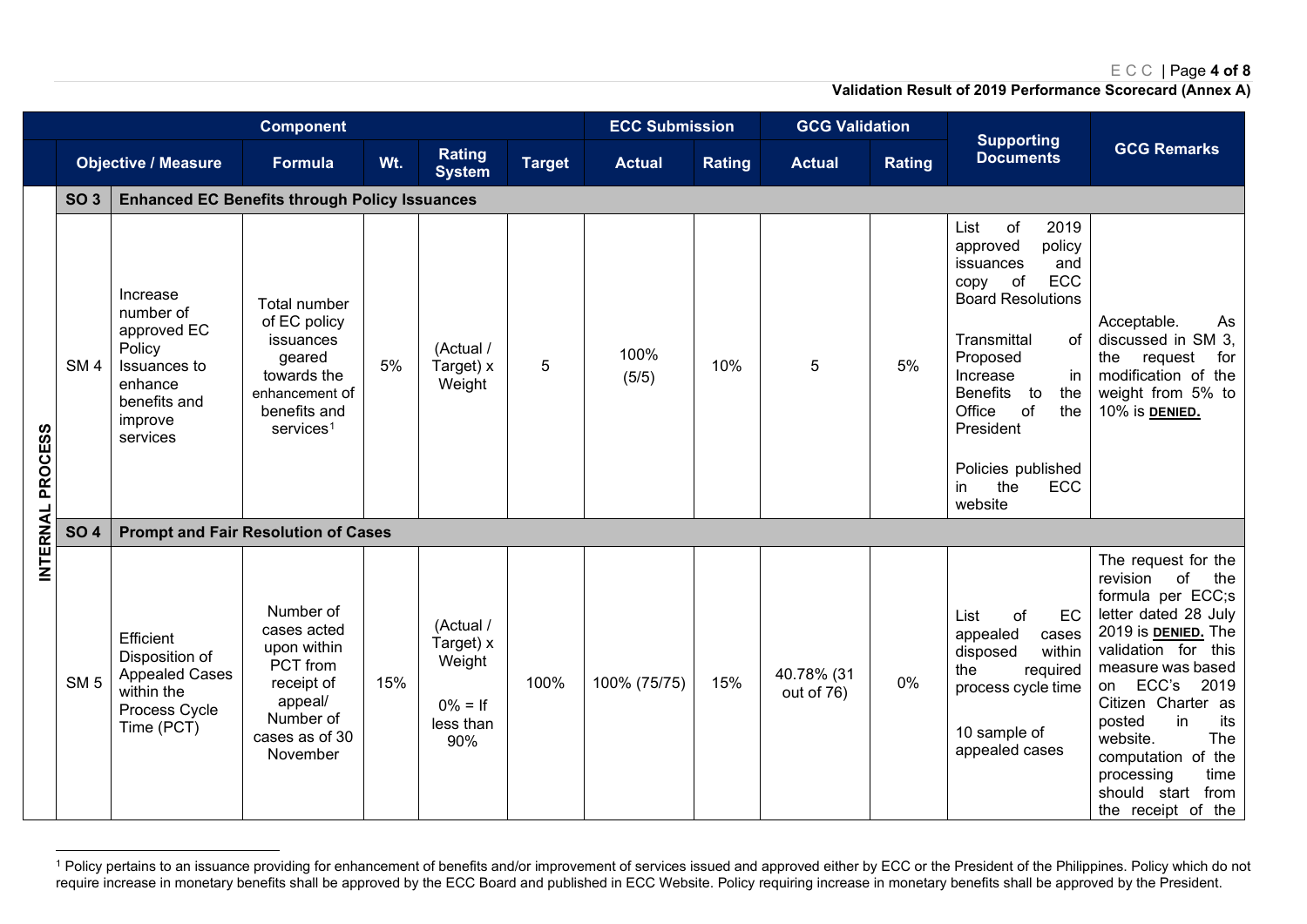**Validation Result of 2019 Performance Scorecard (Annex A)**

| | Component | | | | | | ECC Submission | | GCG Validation | | Supporting Documents | GCG Remarks |
|---|---|---|---|---|---|---|---|---|---|---|---|---|
| | Objective / Measure | | Formula | Wt. | Rating System | Target | Actual | Rating | Actual | Rating | | |
| INTERNAL PROCESS | **SO 3** | **Enhanced EC Benefits through Policy Issuances** | | | | | | | | | | |
| | SM 4 | Increase number of approved EC Policy Issuances to enhance benefits and improve services | Total number of EC policy issuances geared towards the enhancement of benefits and services[1] | 5% | (Actual / Target) x Weight | 5 | 100% (5/5) | 10% | 5 | 5% | List of 2019 approved policy issuances and copy of ECC Board Resolutions<br><br>Transmittal of Proposed Increase in Benefits to the Office of the President<br><br>Policies published in the ECC website | Acceptable. As discussed in SM 3, the request for modification of the weight from 5% to 10% is **DENIED.** |
| | **SO 4** | **Prompt and Fair Resolution of Cases** | | | | | | | | | | |
| | SM 5 | Efficient Disposition of Appealed Cases within the Process Cycle Time (PCT) | Number of cases acted upon within PCT from receipt of appeal/ Number of cases as of 30 November | 15% | (Actual / Target) x Weight<br><br>0% = If less than 90% | 100% | 100% (75/75) | 15% | 40.78% (31 out of 76) | 0% | List of EC appealed cases disposed within the required process cycle time<br><br>10 sample of appealed cases | The request for the revision of the formula per ECC;s letter dated 28 July 2019 is **DENIED.** The validation for this measure was based on ECC's 2019 Citizen Charter as posted in its website. The computation of the processing time should start from the receipt of the |

[1] Policy pertains to an issuance providing for enhancement of benefits and/or improvement of services issued and approved either by ECC or the President of the Philippines. Policy which do not require increase in monetary benefits shall be approved by the ECC Board and published in ECC Website. Policy requiring increase in monetary benefits shall be approved by the President.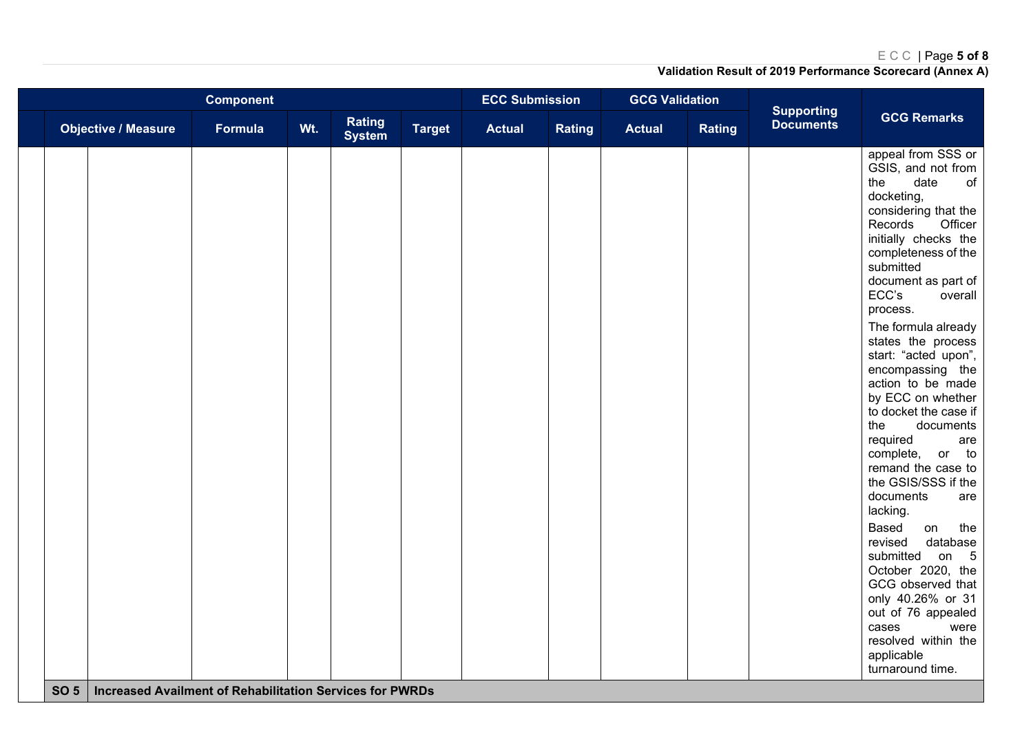**Validation Result of 2019 Performance Scorecard (Annex A)**

| Component | | | | | | ECC Submission | | GCG Validation | | Supporting Documents | GCG Remarks |
|---|---|---|---|---|---|---|---|---|---|---|---|
| | Objective / Measure | Formula | Wt. | Rating System | Target | Actual | Rating | Actual | Rating | | |
| | | | | | | | | | | | appeal from SSS or GSIS, and not from the date of docketing, considering that the Records Officer initially checks the completeness of the submitted document as part of ECC's overall process.<br><br>The formula already states the process start: "acted upon", encompassing the action to be made by ECC on whether to docket the case if the documents required are complete, or to remand the case to the GSIS/SSS if the documents are lacking.<br><br>Based on the revised database submitted on 5 October 2020, the GCG observed that only 40.26% or 31 out of 76 appealed cases were resolved within the applicable turnaround time. |
| **SO 5** | **Increased Availment of Rehabilitation Services for PWRDs** | | | | | | | | | | |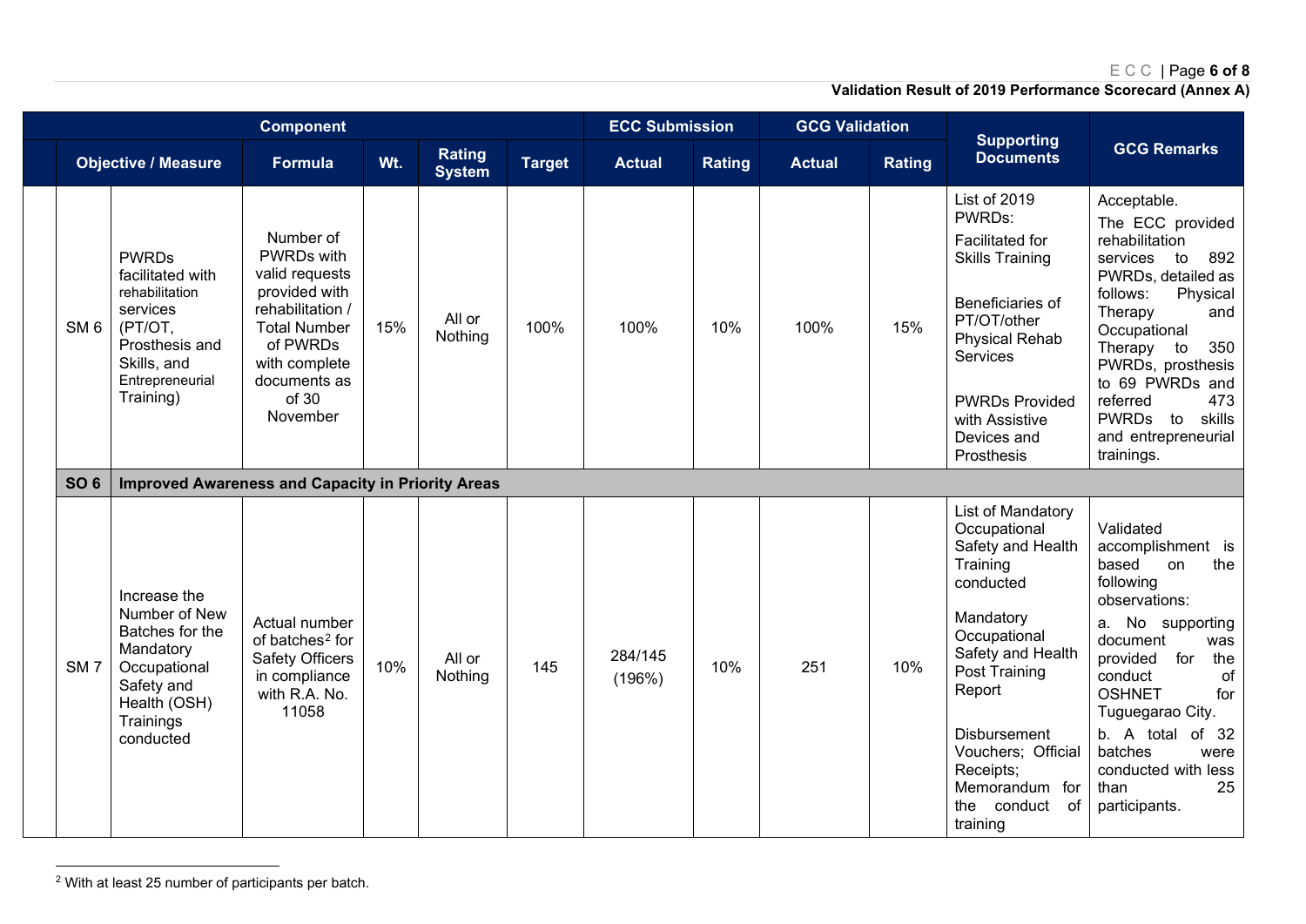**Validation Result of 2019 Performance Scorecard (Annex A)**

| Component | | | | | | ECC Submission | | GCG Validation | | Supporting Documents | GCG Remarks |
|---|---|---|---|---|---|---|---|---|---|---|---|
| Objective / Measure | | Formula | Wt. | Rating System | Target | Actual | Rating | Actual | Rating | | |
| SM 6 | PWRDs facilitated with rehabilitation services (PT/OT, Prosthesis and Skills, and Entrepreneurial Training) | Number of PWRDs with valid requests provided with rehabilitation / Total Number of PWRDs with complete documents as of 30 November | 15% | All or Nothing | 100% | 100% | 10% | 100% | 15% | List of 2019 PWRDs: Facilitated for Skills Training<br><br>Beneficiaries of PT/OT/other Physical Rehab Services<br><br>PWRDs Provided with Assistive Devices and Prosthesis | Acceptable.<br>The ECC provided rehabilitation services to 892 PWRDs, detailed as follows: Physical Therapy and Occupational Therapy to 350 PWRDs, prosthesis to 69 PWRDs and referred 473 PWRDs to skills and entrepreneurial trainings. |
| **SO 6** | **Improved Awareness and Capacity in Priority Areas** | | | | | | | | | | |
| SM 7 | Increase the Number of New Batches for the Mandatory Occupational Safety and Health (OSH) Trainings conducted | Actual number of batches[2] for Safety Officers in compliance with R.A. No. 11058 | 10% | All or Nothing | 145 | 284/145 (196%) | 10% | 251 | 10% | List of Mandatory Occupational Safety and Health Training conducted<br><br>Mandatory Occupational Safety and Health Post Training Report<br><br>Disbursement Vouchers; Official Receipts; Memorandum for the conduct of training | Validated accomplishment is based on the following observations:<br>a. No supporting document was provided for the conduct of OSHNET for Tuguegarao City.<br>b. A total of 32 batches were conducted with less than 25 participants. |

[2] With at least 25 number of participants per batch.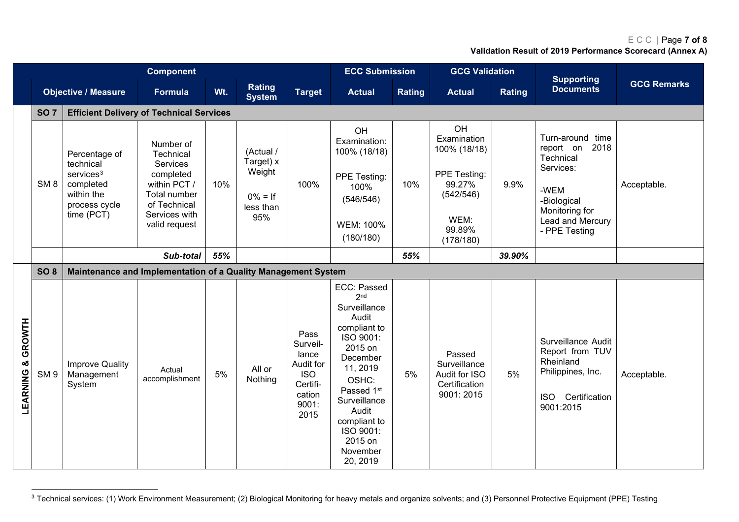| | Component | | | | | ECC Submission | | GCG Validation | | Supporting Documents | GCG Remarks |
|---|---|---|---|---|---|---|---|---|---|---|---|
| | Objective / Measure | | Formula | Wt. | Rating System | Target | Actual | Rating | Actual | Rating | | |
| | SO 7 | Efficient Delivery of Technical Services | | | | | | | | | | |
| | SM 8 | Percentage of technical services[3] completed within the process cycle time (PCT) | Number of Technical Services completed within PCT / Total number of Technical Services with valid request | 10% | (Actual / Target) x Weight<br><br>0% = If less than 95% | 100% | OH Examination: 100% (18/18)<br><br>PPE Testing: 100% (546/546)<br><br>WEM: 100% (180/180) | 10% | OH Examination 100% (18/18)<br><br>PPE Testing: 99.27% (542/546)<br><br>WEM: 99.89% (178/180) | 9.9% | Turn-around time report on 2018 Technical Services:<br><br>-WEM<br>-Biological Monitoring for Lead and Mercury<br>- PPE Testing | Acceptable. |
| | | ***Sub-total*** | | ***55%*** | | | | ***55%*** | | ***39.90%*** | | |
| LEARNING & GROWTH | SO 8 | Maintenance and Implementation of a Quality Management System | | | | | | | | | | |
| | SM 9 | Improve Quality Management System | Actual accomplishment | 5% | All or Nothing | Pass Surveillance Audit for ISO Certification 9001: 2015 | ECC: Passed 2nd Surveillance Audit compliant to ISO 9001: 2015 on December 11, 2019<br>OSHC: Passed 1st Surveillance Audit compliant to ISO 9001: 2015 on November 20, 2019 | 5% | Passed Surveillance Audit for ISO Certification 9001: 2015 | 5% | Surveillance Audit Report from TUV Rheinland Philippines, Inc.<br><br>ISO Certification 9001:2015 | Acceptable. |

[3] Technical services: (1) Work Environment Measurement; (2) Biological Monitoring for heavy metals and organize solvents; and (3) Personnel Protective Equipment (PPE) Testing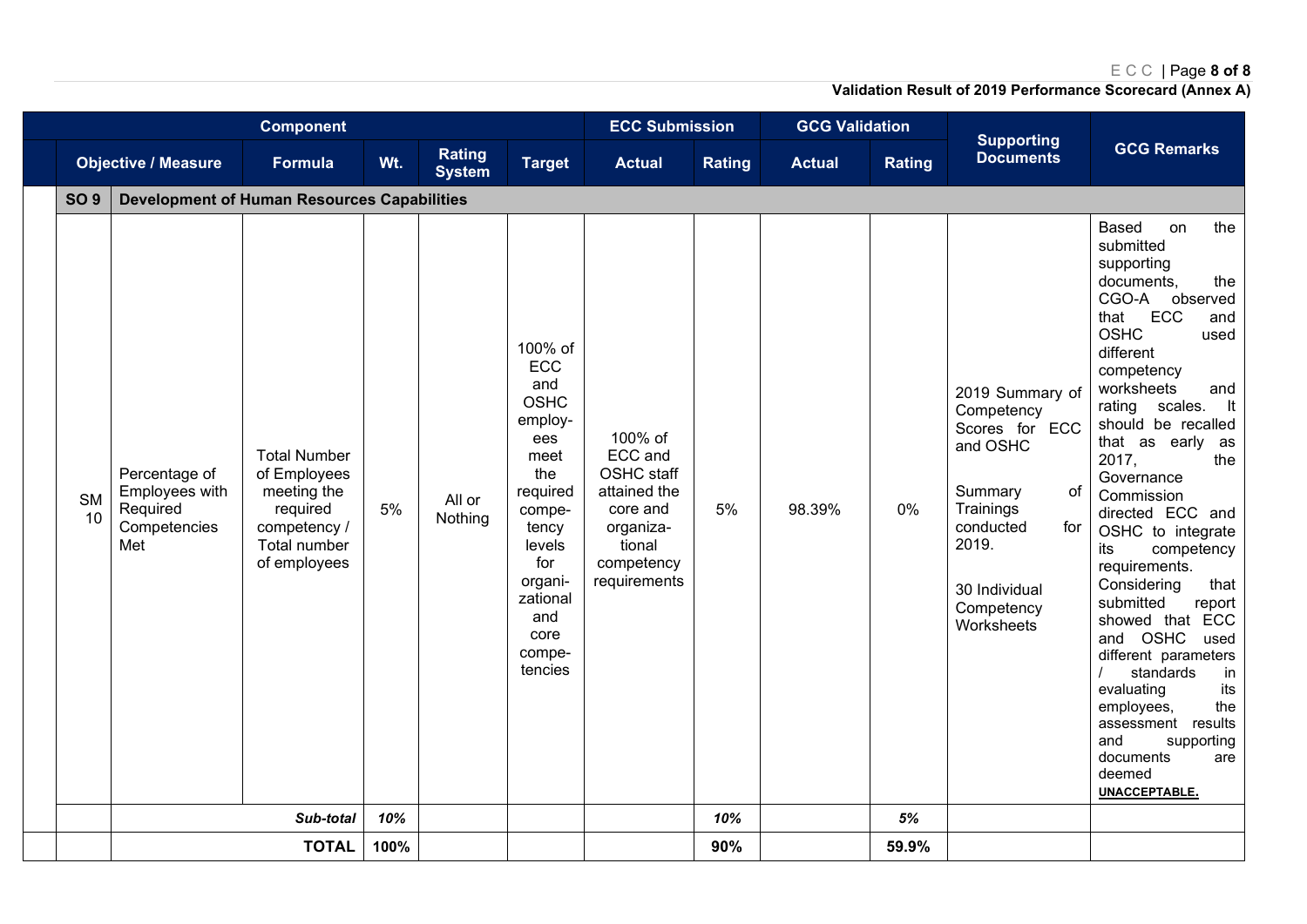**Validation Result of 2019 Performance Scorecard (Annex A)**

| Component | | | | | | ECC Submission | | GCG Validation | | Supporting Documents | GCG Remarks |
|---|---|---|---|---|---|---|---|---|---|---|---|
| Objective / Measure | | Formula | Wt. | Rating System | Target | Actual | Rating | Actual | Rating | | |
| SO 9 | Development of Human Resources Capabilities | | | | | | | | | | |
| SM 10 | Percentage of Employees with Required Competencies Met | Total Number of Employees meeting the required competency / Total number of employees | 5% | All or Nothing | 100% of ECC and OSHC employees meet the required competency levels for organizational and core competencies | 100% of ECC and OSHC staff attained the core and organizational competency requirements | 5% | 98.39% | 0% | 2019 Summary of Competency Scores for ECC and OSHC<br><br>Summary of Trainings conducted for 2019.<br><br>30 Individual Competency Worksheets | Based on the submitted supporting documents, the CGO-A observed that ECC and OSHC used different competency worksheets and rating scales. It should be recalled that as early as 2017, the Governance Commission directed ECC and OSHC to integrate its competency requirements. Considering that submitted report showed that ECC and OSHC used different parameters / standards in evaluating its employees, the assessment results and supporting documents are deemed **UNACCEPTABLE.** |
| | ***Sub-total*** | | ***10%*** | | | | ***10%*** | | ***5%*** | | |
| | **TOTAL** | | **100%** | | | | **90%** | | **59.9%** | | |